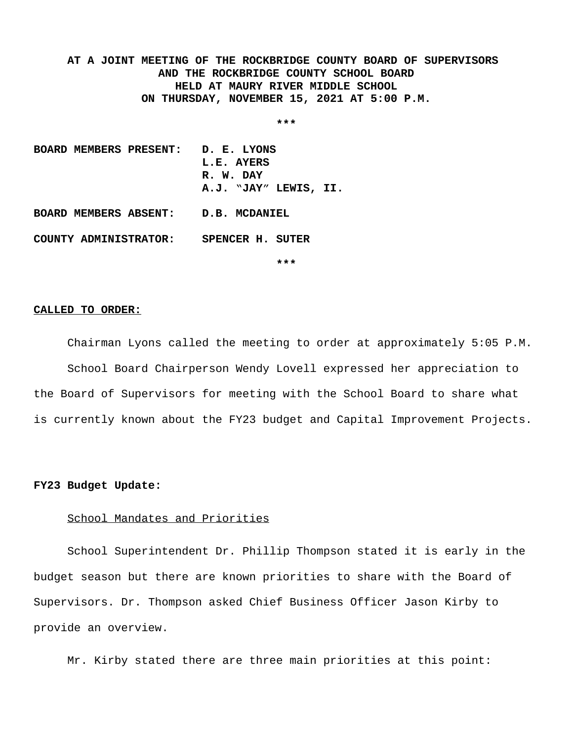**AT A JOINT MEETING OF THE ROCKBRIDGE COUNTY BOARD OF SUPERVISORS AND THE ROCKBRIDGE COUNTY SCHOOL BOARD HELD AT MAURY RIVER MIDDLE SCHOOL ON THURSDAY, NOVEMBER 15, 2021 AT 5:00 P.M.**

***

| | |
|---|---|
| **BOARD MEMBERS PRESENT:** | **D. E. LYONS** |
| | **L.E. AYERS** |
| | **R. W. DAY** |
| | **A.J. "JAY" LEWIS, II.** |
| **BOARD MEMBERS ABSENT:** | **D.B. MCDANIEL** |
| **COUNTY ADMINISTRATOR:** | **SPENCER H. SUTER** |

***

**CALLED TO ORDER:**

Chairman Lyons called the meeting to order at approximately 5:05 P.M.

School Board Chairperson Wendy Lovell expressed her appreciation to the Board of Supervisors for meeting with the School Board to share what is currently known about the FY23 budget and Capital Improvement Projects.

**FY23 Budget Update:**

School Mandates and Priorities

School Superintendent Dr. Phillip Thompson stated it is early in the budget season but there are known priorities to share with the Board of Supervisors. Dr. Thompson asked Chief Business Officer Jason Kirby to provide an overview.

Mr. Kirby stated there are three main priorities at this point: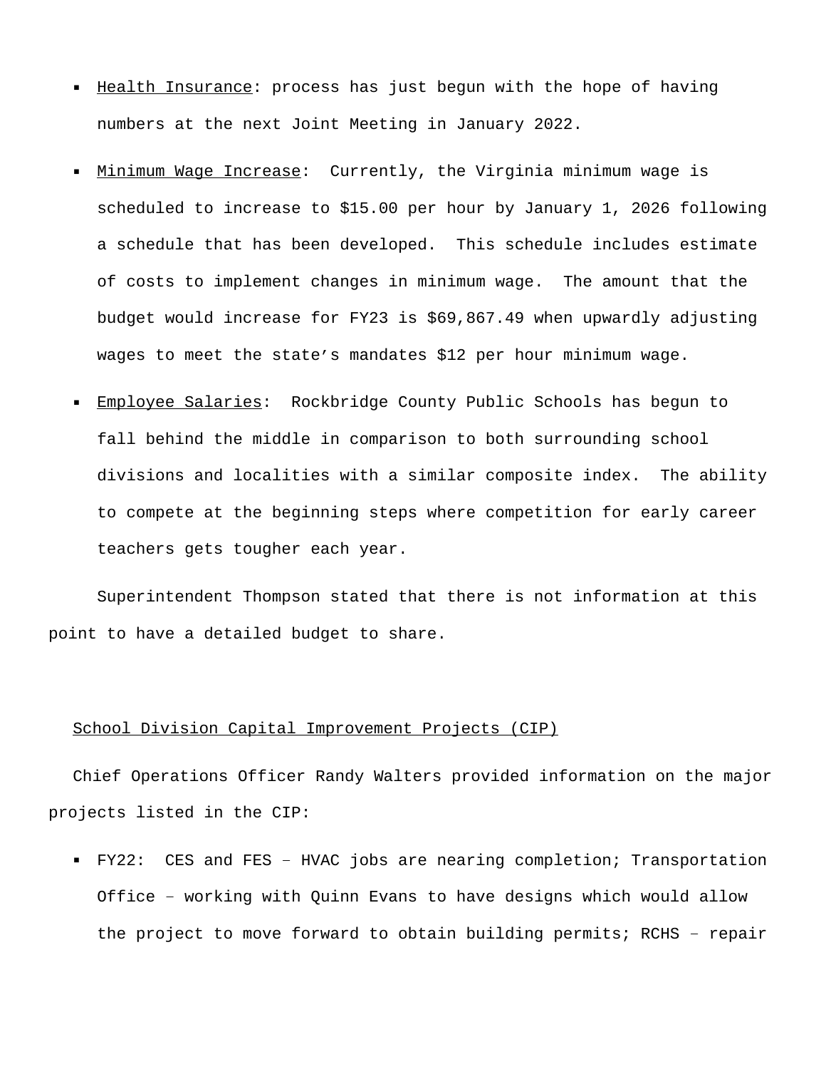- Health Insurance: process has just begun with the hope of having numbers at the next Joint Meeting in January 2022.
- Minimum Wage Increase: Currently, the Virginia minimum wage is scheduled to increase to $15.00 per hour by January 1, 2026 following a schedule that has been developed. This schedule includes estimate of costs to implement changes in minimum wage. The amount that the budget would increase for FY23 is $69,867.49 when upwardly adjusting wages to meet the state's mandates $12 per hour minimum wage.
- Employee Salaries: Rockbridge County Public Schools has begun to fall behind the middle in comparison to both surrounding school divisions and localities with a similar composite index. The ability to compete at the beginning steps where competition for early career teachers gets tougher each year.

Superintendent Thompson stated that there is not information at this point to have a detailed budget to share.

School Division Capital Improvement Projects (CIP)

Chief Operations Officer Randy Walters provided information on the major projects listed in the CIP:

- FY22: CES and FES – HVAC jobs are nearing completion; Transportation Office – working with Quinn Evans to have designs which would allow the project to move forward to obtain building permits; RCHS – repair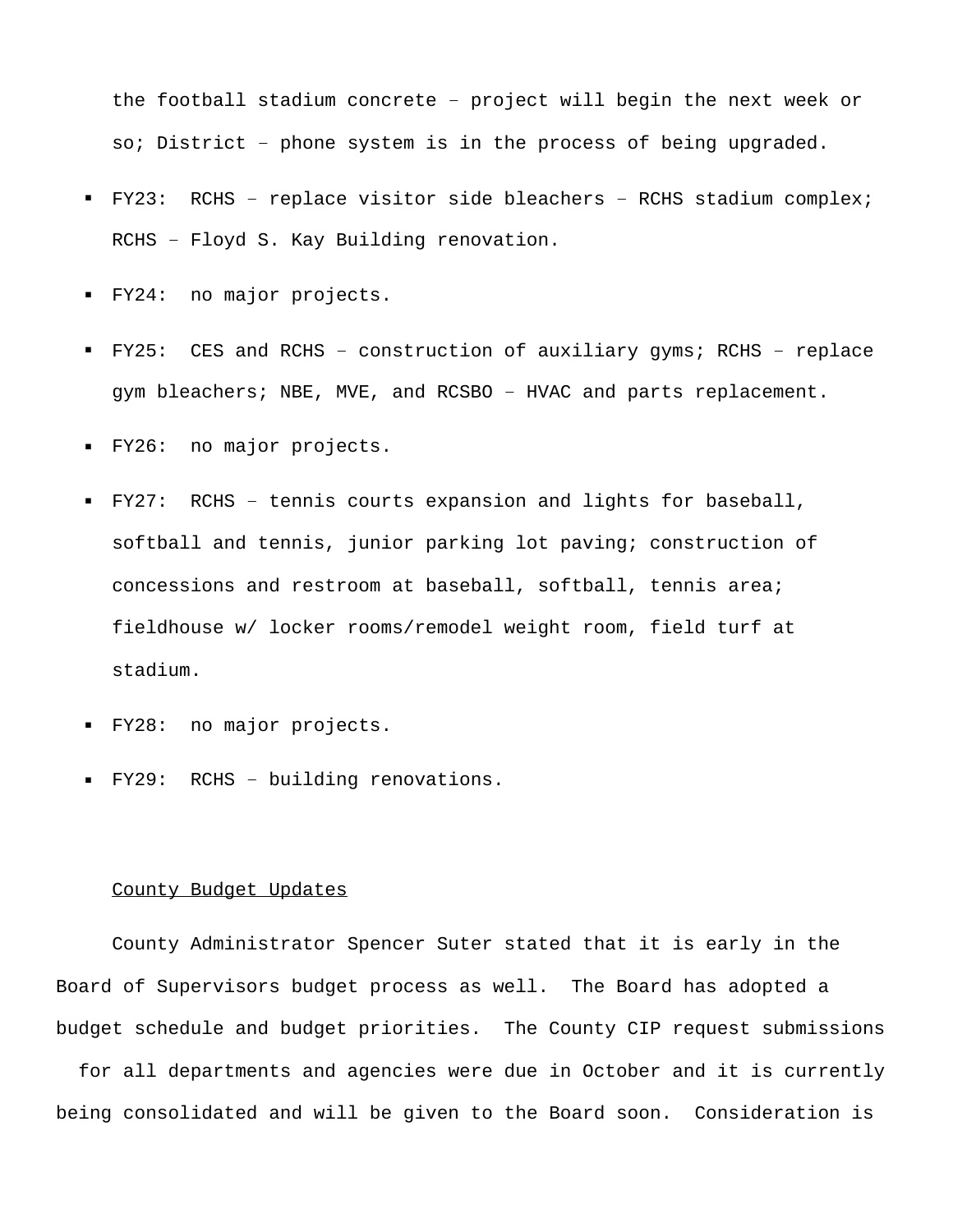the football stadium concrete – project will begin the next week or so; District – phone system is in the process of being upgraded.

- FY23: RCHS – replace visitor side bleachers – RCHS stadium complex; RCHS – Floyd S. Kay Building renovation.
- FY24: no major projects.
- FY25: CES and RCHS – construction of auxiliary gyms; RCHS – replace gym bleachers; NBE, MVE, and RCSBO – HVAC and parts replacement.
- FY26: no major projects.
- FY27: RCHS – tennis courts expansion and lights for baseball, softball and tennis, junior parking lot paving; construction of concessions and restroom at baseball, softball, tennis area; fieldhouse w/ locker rooms/remodel weight room, field turf at stadium.
- FY28: no major projects.
- FY29: RCHS – building renovations.

County Budget Updates

County Administrator Spencer Suter stated that it is early in the Board of Supervisors budget process as well. The Board has adopted a budget schedule and budget priorities. The County CIP request submissions for all departments and agencies were due in October and it is currently being consolidated and will be given to the Board soon. Consideration is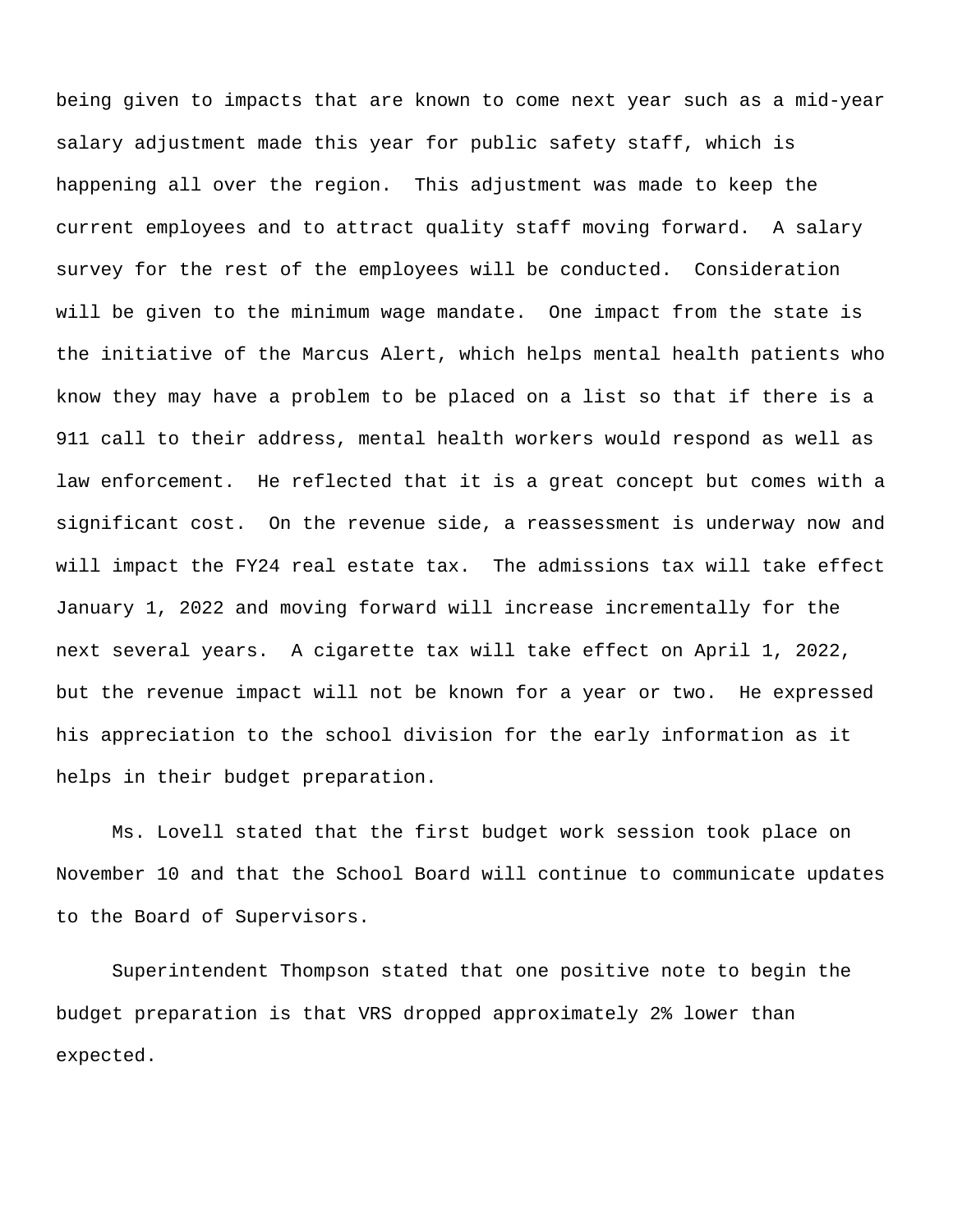being given to impacts that are known to come next year such as a mid-year salary adjustment made this year for public safety staff, which is happening all over the region. This adjustment was made to keep the current employees and to attract quality staff moving forward. A salary survey for the rest of the employees will be conducted. Consideration will be given to the minimum wage mandate. One impact from the state is the initiative of the Marcus Alert, which helps mental health patients who know they may have a problem to be placed on a list so that if there is a 911 call to their address, mental health workers would respond as well as law enforcement. He reflected that it is a great concept but comes with a significant cost. On the revenue side, a reassessment is underway now and will impact the FY24 real estate tax. The admissions tax will take effect January 1, 2022 and moving forward will increase incrementally for the next several years. A cigarette tax will take effect on April 1, 2022, but the revenue impact will not be known for a year or two. He expressed his appreciation to the school division for the early information as it helps in their budget preparation.

Ms. Lovell stated that the first budget work session took place on November 10 and that the School Board will continue to communicate updates to the Board of Supervisors.

Superintendent Thompson stated that one positive note to begin the budget preparation is that VRS dropped approximately 2% lower than expected.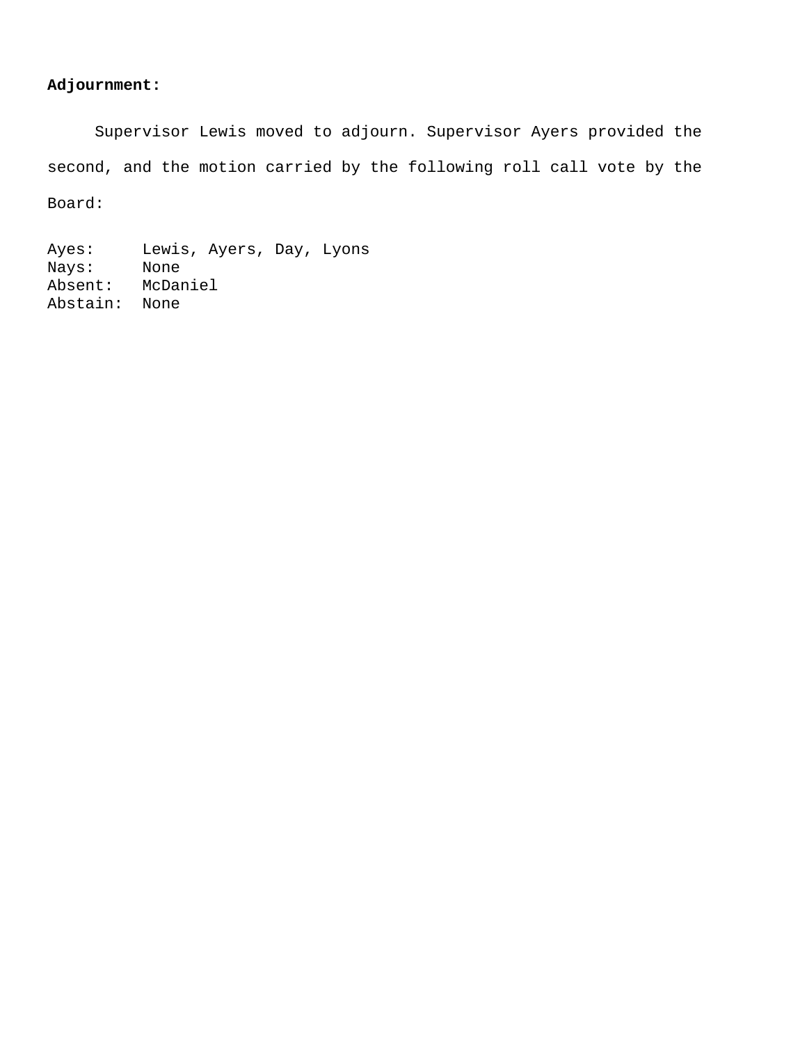**Adjournment:**

Supervisor Lewis moved to adjourn. Supervisor Ayers provided the second, and the motion carried by the following roll call vote by the Board:

Ayes: Lewis, Ayers, Day, Lyons
Nays: None
Absent: McDaniel
Abstain: None